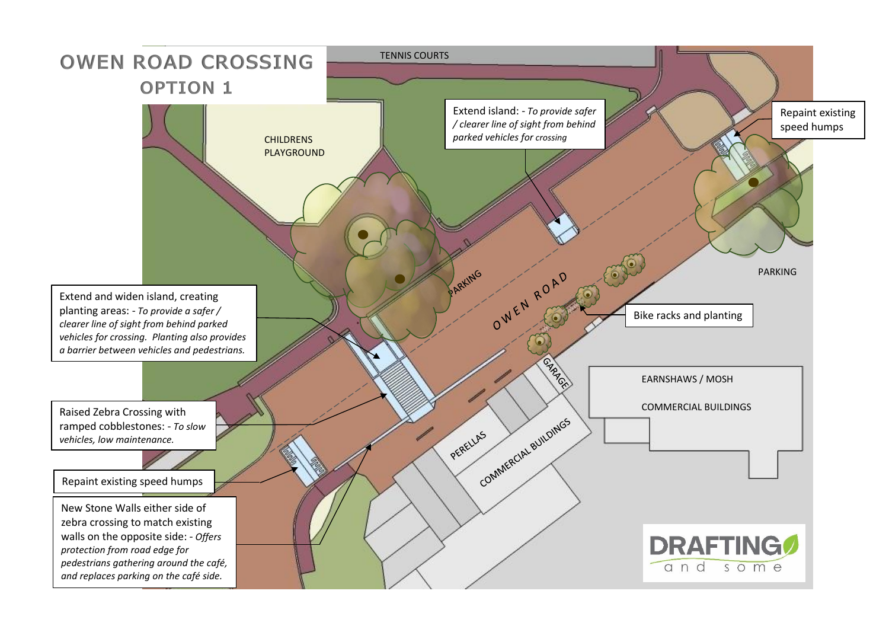# OWEN ROAD CROSSING

## OPTION 1

TENNIS COURTS

CHILDRENS PLAYGROUND

Extend island: - *To provide safer / clearer line of sight from behind parked vehicles for crossing*

Repaint existing speed humps

PARKING

OWEN ROAD

PARKING

Extend and widen island, creating planting areas: - *To provide a safer / clearer line of sight from behind parked vehicles for crossing. Planting also provides a barrier between vehicles and pedestrians.*

Bike racks and planting

GARAGE

EARNSHAWS / MOSH

COMMERCIAL BUILDINGS

Raised Zebra Crossing with ramped cobblestones: - *To slow vehicles, low maintenance.*

PERELLAS

COMMERCIAL BUILDINGS

Repaint existing speed humps

New Stone Walls either side of zebra crossing to match existing walls on the opposite side: - *Offers protection from road edge for pedestrians gathering around the café, and replaces parking on the café side.*

DRAFTING and some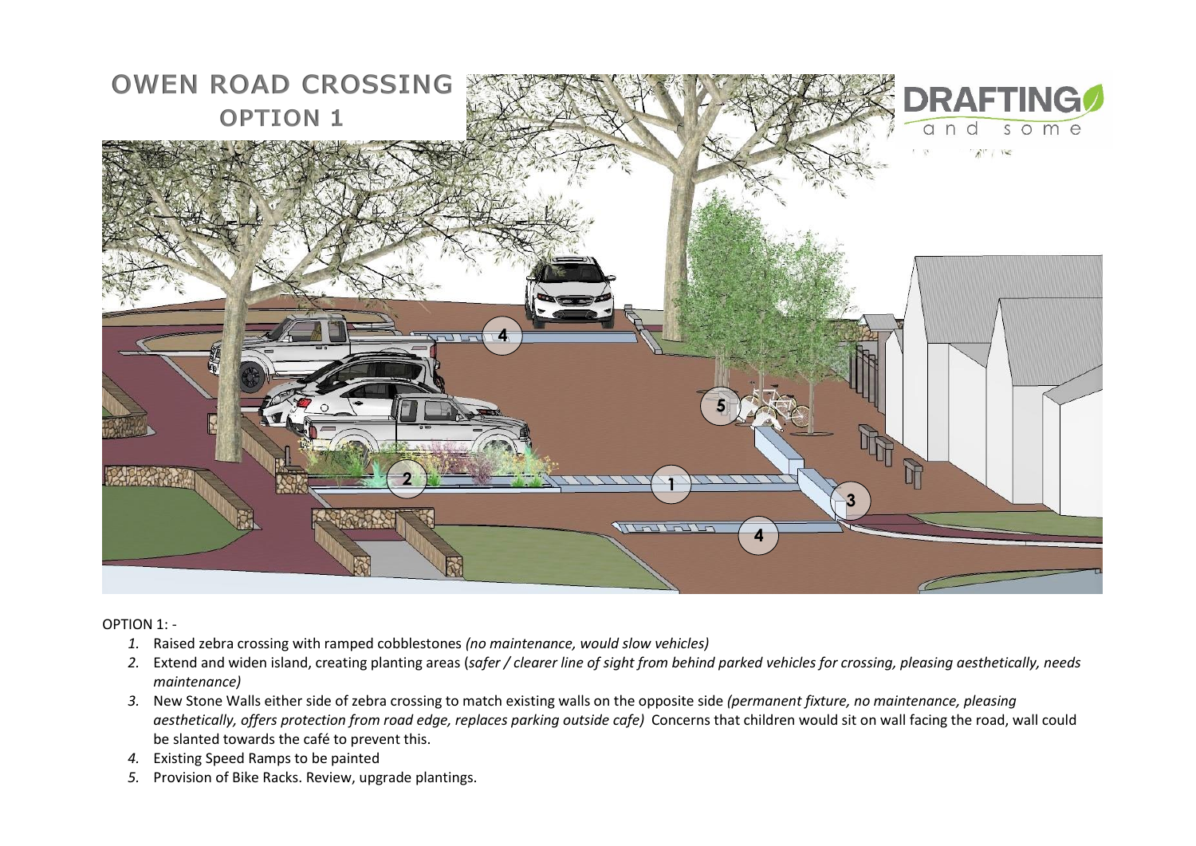# OWEN ROAD CROSSING

## OPTION 1

DRAFTING and some

OPTION 1: -

1. Raised zebra crossing with ramped cobblestones *(no maintenance, would slow vehicles)*
2. Extend and widen island, creating planting areas (*safer / clearer line of sight from behind parked vehicles for crossing, pleasing aesthetically, needs maintenance)*
3. New Stone Walls either side of zebra crossing to match existing walls on the opposite side *(permanent fixture, no maintenance, pleasing aesthetically, offers protection from road edge, replaces parking outside cafe)* Concerns that children would sit on wall facing the road, wall could be slanted towards the café to prevent this.
4. Existing Speed Ramps to be painted
5. Provision of Bike Racks. Review, upgrade plantings.